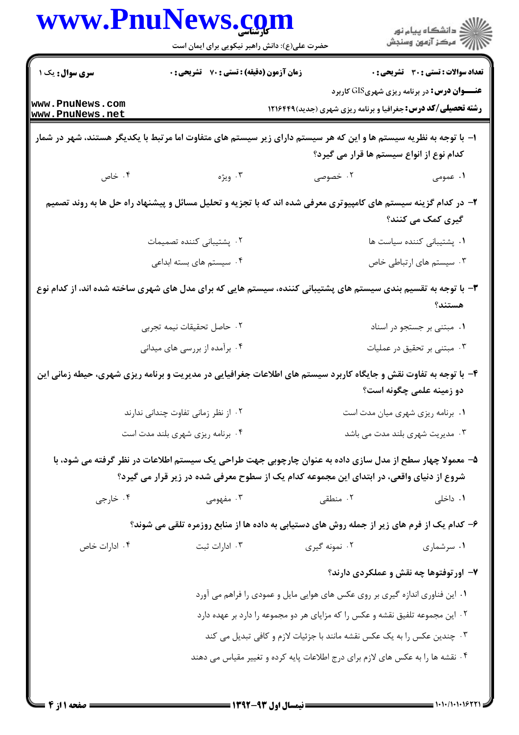**تعداد سوالات : تستی : ۳۰ تشریحی : ۰** | **زمان آزمون (دقیقه) : تستی : ۷۰ تشریحی : ۰** | **سری سوال : یک ۱**

**عنـــوان درس :** در برنامه ریزی شهریGIS کاربرد

**رشته تحصیلی/کد درس :** جغرافیا و برنامه ریزی شهری (جدید)۱۲۱۶۴۴۹

۱- با توجه به نظریه سیستم ها و این که هر سیستم دارای زیر سیستم های متفاوت اما مرتبط با یکدیگر هستند، شهر در شمار کدام نوع از انواع سیستم ها قرار می گیرد؟

۱. عمومی ۲. خصوصی ۳. ویژه ۴. خاص

۲- در کدام گزینه سیستم های کامپیوتری معرفی شده اند که با تجزیه و تحلیل مسائل و پیشنهاد راه حل ها به روند تصمیم گیری کمک می کنند؟

۱. پشتیبانی کننده سیاست ها
۲. پشتیبانی کننده تصمیمات
۳. سیستم های ارتباطی خاص
۴. سیستم های بسته ابداعی

۳- با توجه به تقسیم بندی سیستم های پشتیبانی کننده، سیستم هایی که برای مدل های شهری ساخته شده اند، از کدام نوع هستند؟

۱. مبتنی بر جستجو در اسناد
۲. حاصل تحقیقات نیمه تجربی
۳. مبتنی بر تحقیق در عملیات
۴. برآمده از بررسی های میدانی

۴- با توجه به تفاوت نقش و جایگاه کاربرد سیستم های اطلاعات جغرافیایی در مدیریت و برنامه ریزی شهری، حیطه زمانی این دو زمینه علمی چگونه است؟

۱. برنامه ریزی شهری میان مدت است
۲. از نظر زمانی تفاوت چندانی ندارند
۳. مدیریت شهری بلند مدت می باشد
۴. برنامه ریزی شهری بلند مدت است

۵- معمولا چهار سطح از مدل سازی داده به عنوان چارچوبی جهت طراحی یک سیستم اطلاعات در نظر گرفته می شود، با شروع از دنیای واقعی، در ابتدای این مجموعه کدام یک از سطوح معرفی شده در زیر قرار می گیرد؟

۱. داخلی ۲. منطقی ۳. مفهومی ۴. خارجی

۶- کدام یک از فرم های زیر از جمله روش های دستیابی به داده ها از منابع روزمره تلقی می شوند؟

۱. سرشماری ۲. نمونه گیری ۳. ادارات ثبت ۴. ادارات خاص

۷- اورتوفتوها چه نقش و عملکردی دارند؟

۱. این فناوری اندازه گیری بر روی عکس های هوایی مایل و عمودی را فراهم می آورد
۲. این مجموعه تلفیق نقشه و عکس را که مزایای هر دو مجموعه را دارد بر عهده دارد
۳. چندین عکس را به یک عکس نقشه مانند با جزئیات لازم و کافی تبدیل می کند
۴. نقشه ها را به عکس های لازم برای درج اطلاعات پایه کرده و تغییر مقیاس می دهند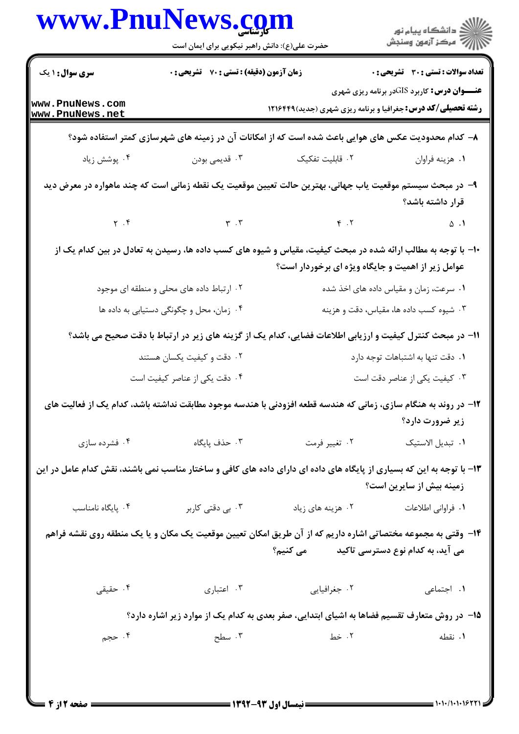**سری سوال:** ۱ یک | **زمان آزمون (دقیقه) : تستی :** ۷۰ **تشریحی :** ۰ | **تعداد سوالات : تستی :** ۳۰ **تشریحی :** ۰

**عنـــوان درس:** کاربرد GISدر برنامه ریزی شهری

**رشته تحصیلی/کد درس:** جغرافیا و برنامه ریزی شهری (جدید)۱۲۱۶۴۴۹

۸- کدام محدودیت عکس های هوایی باعث شده است که از امکانات آن در زمینه های شهرسازی کمتر استفاده شود؟

۱. هزینه فراوان
۲. قابلیت تفکیک
۳. قدیمی بودن
۴. پوشش زیاد

۹- در مبحث سیستم موقعیت یاب جهانی، بهترین حالت تعیین موقعیت یک نقطه زمانی است که چند ماهواره در معرض دید قرار داشته باشد؟

۱. ۵
۲. ۴
۳. ۳
۴. ۲

۱۰- با توجه به مطالب ارائه شده در مبحث کیفیت، مقیاس و شیوه های کسب داده ها، رسیدن به تعادل در بین کدام یک از عوامل زیر از اهمیت و جایگاه ویژه ای برخوردار است؟

۱. سرعت، زمان و مقیاس داده های اخذ شده
۲. ارتباط داده های محلی و منطقه ای موجود
۳. شیوه کسب داده ها، مقیاس، دقت و هزینه
۴. زمان، محل و چگونگی دستیابی به داده ها

۱۱- در مبحث کنترل کیفیت و ارزیابی اطلاعات فضایی، کدام یک از گزینه های زیر در ارتباط با دقت صحیح می باشد؟

۱. دقت تنها به اشتباهات توجه دارد
۲. دقت و کیفیت یکسان هستند
۳. کیفیت یکی از عناصر دقت است
۴. دقت یکی از عناصر کیفیت است

۱۲- در روند به هنگام سازی، زمانی که هندسه قطعه افزودنی با هندسه موجود مطابقت نداشته باشد، کدام یک از فعالیت های زیر ضرورت دارد؟

۱. تبدیل الاستیک
۲. تغییر فرمت
۳. حذف پایگاه
۴. فشرده سازی

۱۳- با توجه به این که بسیاری از پایگاه های داده ای دارای داده های کافی و ساختار مناسب نمی باشند، نقش کدام عامل در این زمینه بیش از سایرین است؟

۱. فراوانی اطلاعات
۲. هزینه های زیاد
۳. بی دقتی کاربر
۴. پایگاه نامناسب

۱۴- وقتی به مجموعه مختصاتی اشاره داریم که از آن طریق امکان تعیین موقعیت یک مکان و یا یک منطقه روی نقشه فراهم می آید، به کدام نوع دسترسی تاکید می کنیم؟

۱. اجتماعی
۲. جغرافیایی
۳. اعتباری
۴. حقیقی

۱۵- در روش متعارف تقسیم فضاها به اشیای ابتدایی، صفر بعدی به کدام یک از موارد زیر اشاره دارد؟

۱. نقطه
۲. خط
۳. سطح
۴. حجم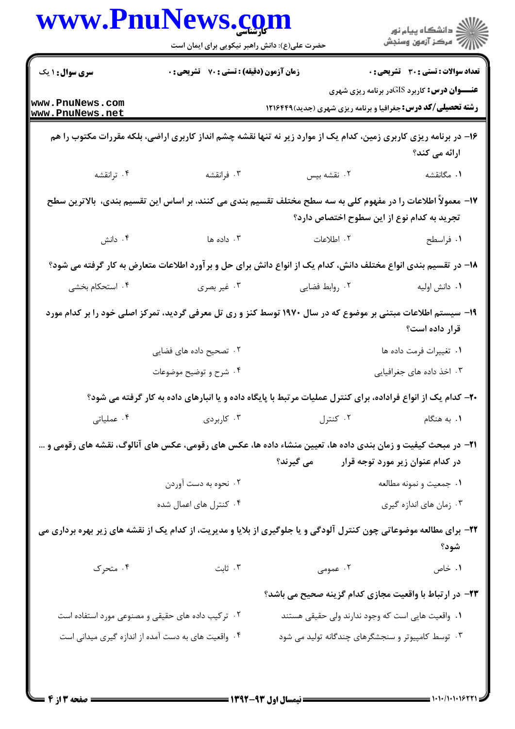۱۶- در برنامه ریزی کاربری زمین، کدام یک از موارد زیر نه تنها نقشه چشم انداز کاربری اراضی، بلکه مقررات مکتوب را هم ارائه می کند؟

۱. مگانقشه
۲. نقشه بیس
۳. فرانقشه
۴. ترانقشه

۱۷- معمولاً اطلاعات را در مفهوم کلی به سه سطح مختلف تقسیم بندی می کنند، بر اساس این تقسیم بندی، بالاترین سطح تجرید به کدام نوع از این سطوح اختصاص دارد؟

۱. فراسطح
۲. اطلاعات
۳. داده ها
۴. دانش

۱۸- در تقسیم بندی انواع مختلف دانش، کدام یک از انواع دانش برای حل و برآورد اطلاعات متعارض به کار گرفته می شود؟

۱. دانش اولیه
۲. روابط فضایی
۳. غیر بصری
۴. استحکام بخشی

۱۹- سیستم اطلاعات مبتنی بر موضوع که در سال ۱۹۷۰ توسط کنز و ری تل معرفی گردید، تمرکز اصلی خود را بر کدام مورد قرار داده است؟

۱. تغییرات فرمت داده ها
۲. تصحیح داده های فضایی
۳. اخذ داده های جغرافیایی
۴. شرح و توضیح موضوعات

۲۰- کدام یک از انواع فراداده، برای کنترل عملیات مرتبط با پایگاه داده و یا انبارهای داده به کار گرفته می شود؟

۱. به هنگام
۲. کنترل
۳. کاربردی
۴. عملیاتی

۲۱- در مبحث کیفیت و زمان بندی داده ها، تعیین منشاء داده ها، عکس های رقومی، عکس های آنالوگ، نقشه های رقومی و ... در کدام عنوان زیر مورد توجه قرار می گیرند؟

۱. جمعیت و نمونه مطالعه
۲. نحوه به دست آوردن
۳. زمان های اندازه گیری
۴. کنترل های اعمال شده

۲۲- برای مطالعه موضوعاتی چون کنترل آلودگی و یا جلوگیری از بلایا و مدیریت، از کدام یک از نقشه های زیر بهره برداری می شود؟

۱. خاص
۲. عمومی
۳. ثابت
۴. متحرک

۲۳- در ارتباط با واقعیت مجازی کدام گزینه صحیح می باشد؟

۱. واقعیت هایی است که وجود ندارند ولی حقیقی هستند
۲. ترکیب داده های حقیقی و مصنوعی مورد استفاده است
۳. توسط کامپیوتر و سنجشگرهای چندگانه تولید می شود
۴. واقعیت های به دست آمده از اندازه گیری میدانی است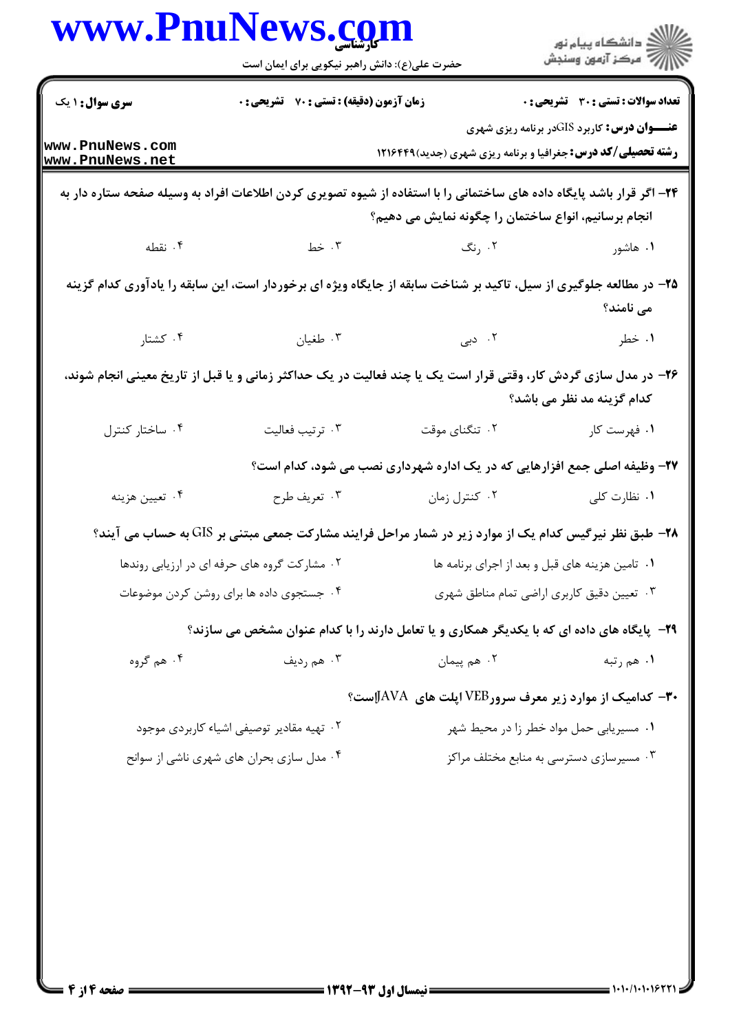**سری سوال:** ۱ یک | **زمان آزمون (دقیقه) : تستی :** ۷۰ **تشریحی :** ۰ | **تعداد سوالات : تستی :** ۳۰ **تشریحی :** ۰

**عنـــوان درس:** کاربرد GISدر برنامه ریزی شهری

**رشته تحصیلی/کد درس:** جغرافیا و برنامه ریزی شهری (جدید)۱۲۱۶۴۴۹

۲۴- اگر قرار باشد پایگاه داده های ساختمانی را با استفاده از شیوه تصویری کردن اطلاعات افراد به وسیله صفحه ستاره دار به انجام برسانیم، انواع ساختمان را چگونه نمایش می دهیم؟

۱. هاشور
۲. رنگ
۳. خط
۴. نقطه

۲۵- در مطالعه جلوگیری از سیل، تاکید بر شناخت سابقه از جایگاه ویژه ای برخوردار است، این سابقه را یادآوری کدام گزینه می نامند؟

۱. خطر
۲. دبی
۳. طغیان
۴. کشتار

۲۶- در مدل سازی گردش کار، وقتی قرار است یک یا چند فعالیت در یک حداکثر زمانی و یا قبل از تاریخ معینی انجام شوند، کدام گزینه مد نظر می باشد؟

۱. فهرست کار
۲. تنگنای موقت
۳. ترتیب فعالیت
۴. ساختار کنترل

۲۷- وظیفه اصلی جمع افزارهایی که در یک اداره شهرداری نصب می شود، کدام است؟

۱. نظارت کلی
۲. کنترل زمان
۳. تعریف طرح
۴. تعیین هزینه

۲۸- طبق نظر نیرگیس کدام یک از موارد زیر در شمار مراحل فرایند مشارکت جمعی مبتنی بر GIS به حساب می آیند؟

۱. تامین هزینه های قبل و بعد از اجرای برنامه ها
۲. مشارکت گروه های حرفه ای در ارزیابی روندها
۳. تعیین دقیق کاربری اراضی تمام مناطق شهری
۴. جستجوی داده ها برای روشن کردن موضوعات

۲۹- پایگاه های داده ای که با یکدیگر همکاری و یا تعامل دارند را با کدام عنوان مشخص می سازند؟

۱. هم رتبه
۲. هم پیمان
۳. هم ردیف
۴. هم گروه

۳۰- کدامیک از موارد زیر معرف سرورVEB اپلت های JAVAاست؟

۱. مسیریابی حمل مواد خطر زا در محیط شهر
۲. تهیه مقادیر توصیفی اشیاء کاربردی موجود
۳. مسیرسازی دسترسی به منابع مختلف مراکز
۴. مدل سازی بحران های شهری ناشی از سوانح